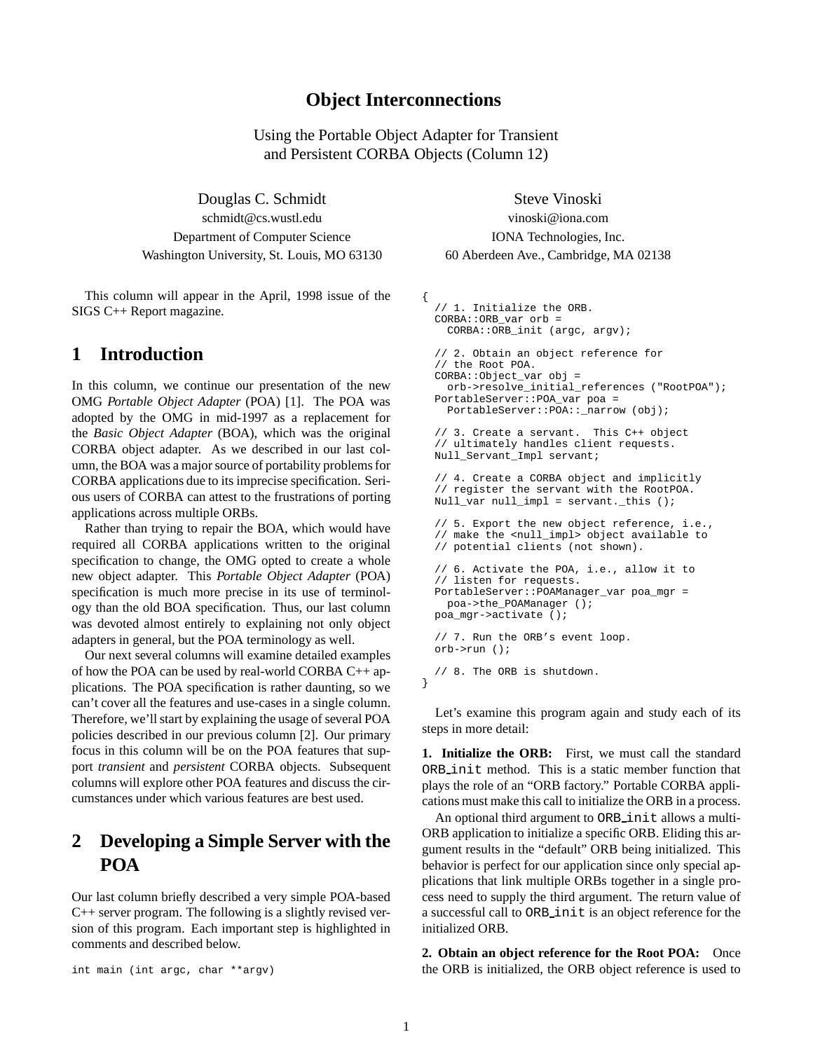# Object Interconnections

Using the Portable Object Adapter for Transient and Persistent CORBA Objects (Column 12)

Douglas C. Schmidt
schmidt@cs.wustl.edu
Department of Computer Science
Washington University, St. Louis, MO 63130

Steve Vinoski
vinoski@iona.com
IONA Technologies, Inc.
60 Aberdeen Ave., Cambridge, MA 02138

This column will appear in the April, 1998 issue of the SIGS C++ Report magazine.

## 1 Introduction

In this column, we continue our presentation of the new OMG *Portable Object Adapter* (POA) [1]. The POA was adopted by the OMG in mid-1997 as a replacement for the *Basic Object Adapter* (BOA), which was the original CORBA object adapter. As we described in our last column, the BOA was a major source of portability problems for CORBA applications due to its imprecise specification. Serious users of CORBA can attest to the frustrations of porting applications across multiple ORBs.

Rather than trying to repair the BOA, which would have required all CORBA applications written to the original specification to change, the OMG opted to create a whole new object adapter. This *Portable Object Adapter* (POA) specification is much more precise in its use of terminology than the old BOA specification. Thus, our last column was devoted almost entirely to explaining not only object adapters in general, but the POA terminology as well.

Our next several columns will examine detailed examples of how the POA can be used by real-world CORBA C++ applications. The POA specification is rather daunting, so we can't cover all the features and use-cases in a single column. Therefore, we'll start by explaining the usage of several POA policies described in our previous column [2]. Our primary focus in this column will be on the POA features that support *transient* and *persistent* CORBA objects. Subsequent columns will explore other POA features and discuss the circumstances under which various features are best used.

## 2 Developing a Simple Server with the POA

Our last column briefly described a very simple POA-based C++ server program. The following is a slightly revised version of this program. Each important step is highlighted in comments and described below.

```
int main (int argc, char **argv)
{
  // 1. Initialize the ORB.
  CORBA::ORB_var orb =
    CORBA::ORB_init (argc, argv);

  // 2. Obtain an object reference for
  // the Root POA.
  CORBA::Object_var obj =
    orb->resolve_initial_references ("RootPOA");
  PortableServer::POA_var poa =
    PortableServer::POA::_narrow (obj);

  // 3. Create a servant.  This C++ object
  // ultimately handles client requests.
  Null_Servant_Impl servant;

  // 4. Create a CORBA object and implicitly
  // register the servant with the RootPOA.
  Null_var null_impl = servant._this ();

  // 5. Export the new object reference, i.e.,
  // make the <null_impl> object available to
  // potential clients (not shown).

  // 6. Activate the POA, i.e., allow it to
  // listen for requests.
  PortableServer::POAManager_var poa_mgr =
    poa->the_POAManager ();
  poa_mgr->activate ();

  // 7. Run the ORB's event loop.
  orb->run ();

  // 8. The ORB is shutdown.
}
```

Let's examine this program again and study each of its steps in more detail:

**1. Initialize the ORB:** First, we must call the standard `ORB_init` method. This is a static member function that plays the role of an "ORB factory." Portable CORBA applications must make this call to initialize the ORB in a process.

An optional third argument to `ORB_init` allows a multi-ORB application to initialize a specific ORB. Eliding this argument results in the "default" ORB being initialized. This behavior is perfect for our application since only special applications that link multiple ORBs together in a single process need to supply the third argument. The return value of a successful call to `ORB_init` is an object reference for the initialized ORB.

**2. Obtain an object reference for the Root POA:** Once the ORB is initialized, the ORB object reference is used to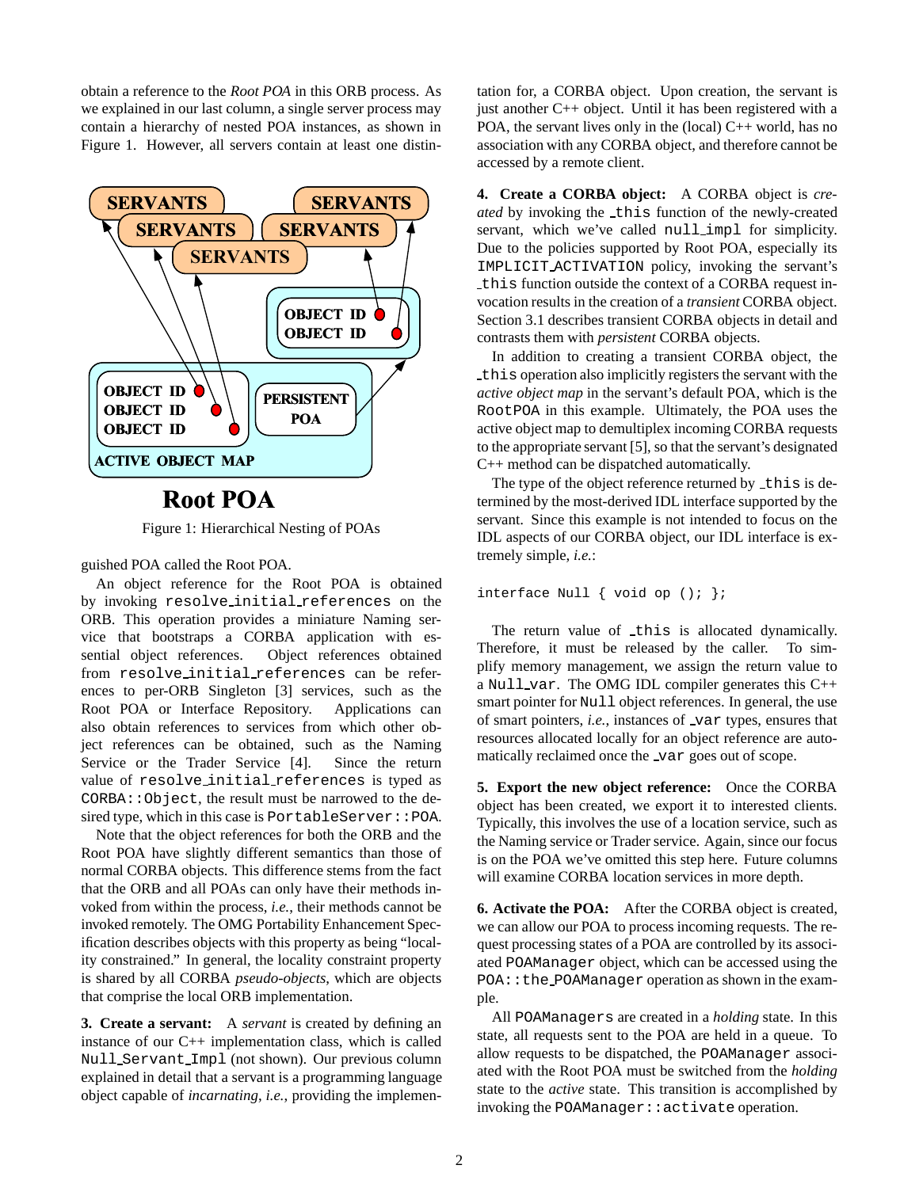obtain a reference to the *Root POA* in this ORB process. As we explained in our last column, a single server process may contain a hierarchy of nested POA instances, as shown in Figure 1. However, all servers contain at least one distinguished POA called the Root POA.

Figure 1: Hierarchical Nesting of POAs

An object reference for the Root POA is obtained by invoking `resolve_initial_references` on the ORB. This operation provides a miniature Naming service that bootstraps a CORBA application with essential object references. Object references obtained from `resolve_initial_references` can be references to per-ORB Singleton [3] services, such as the Root POA or Interface Repository. Applications can also obtain references to services from which other object references can be obtained, such as the Naming Service or the Trader Service [4]. Since the return value of `resolve_initial_references` is typed as `CORBA::Object`, the result must be narrowed to the desired type, which in this case is `PortableServer::POA`.

Note that the object references for both the ORB and the Root POA have slightly different semantics than those of normal CORBA objects. This difference stems from the fact that the ORB and all POAs can only have their methods invoked from within the process, *i.e.*, their methods cannot be invoked remotely. The OMG Portability Enhancement Specification describes objects with this property as being "locality constrained." In general, the locality constraint property is shared by all CORBA *pseudo-objects*, which are objects that comprise the local ORB implementation.

**3. Create a servant:** A *servant* is created by defining an instance of our C++ implementation class, which is called `Null_Servant_Impl` (not shown). Our previous column explained in detail that a servant is a programming language object capable of *incarnating*, *i.e.*, providing the implementation for, a CORBA object. Upon creation, the servant is just another C++ object. Until it has been registered with a POA, the servant lives only in the (local) C++ world, has no association with any CORBA object, and therefore cannot be accessed by a remote client.

**4. Create a CORBA object:** A CORBA object is *created* by invoking the `_this` function of the newly-created servant, which we've called `null_impl` for simplicity. Due to the policies supported by Root POA, especially its `IMPLICIT_ACTIVATION` policy, invoking the servant's `_this` function outside the context of a CORBA request invocation results in the creation of a *transient* CORBA object. Section 3.1 describes transient CORBA objects in detail and contrasts them with *persistent* CORBA objects.

In addition to creating a transient CORBA object, the `_this` operation also implicitly registers the servant with the *active object map* in the servant's default POA, which is the `RootPOA` in this example. Ultimately, the POA uses the active object map to demultiplex incoming CORBA requests to the appropriate servant [5], so that the servant's designated C++ method can be dispatched automatically.

The type of the object reference returned by `_this` is determined by the most-derived IDL interface supported by the servant. Since this example is not intended to focus on the IDL aspects of our CORBA object, our IDL interface is extremely simple, *i.e.*:

```
interface Null { void op (); };
```

The return value of `_this` is allocated dynamically. Therefore, it must be released by the caller. To simplify memory management, we assign the return value to a `Null_var`. The OMG IDL compiler generates this C++ smart pointer for `Null` object references. In general, the use of smart pointers, *i.e.*, instances of `_var` types, ensures that resources allocated locally for an object reference are automatically reclaimed once the `_var` goes out of scope.

**5. Export the new object reference:** Once the CORBA object has been created, we export it to interested clients. Typically, this involves the use of a location service, such as the Naming service or Trader service. Again, since our focus is on the POA we've omitted this step here. Future columns will examine CORBA location services in more depth.

**6. Activate the POA:** After the CORBA object is created, we can allow our POA to process incoming requests. The request processing states of a POA are controlled by its associated `POAManager` object, which can be accessed using the `POA::the_POAManager` operation as shown in the example.

All `POAManagers` are created in a *holding* state. In this state, all requests sent to the POA are held in a queue. To allow requests to be dispatched, the `POAManager` associated with the Root POA must be switched from the *holding* state to the *active* state. This transition is accomplished by invoking the `POAManager::activate` operation.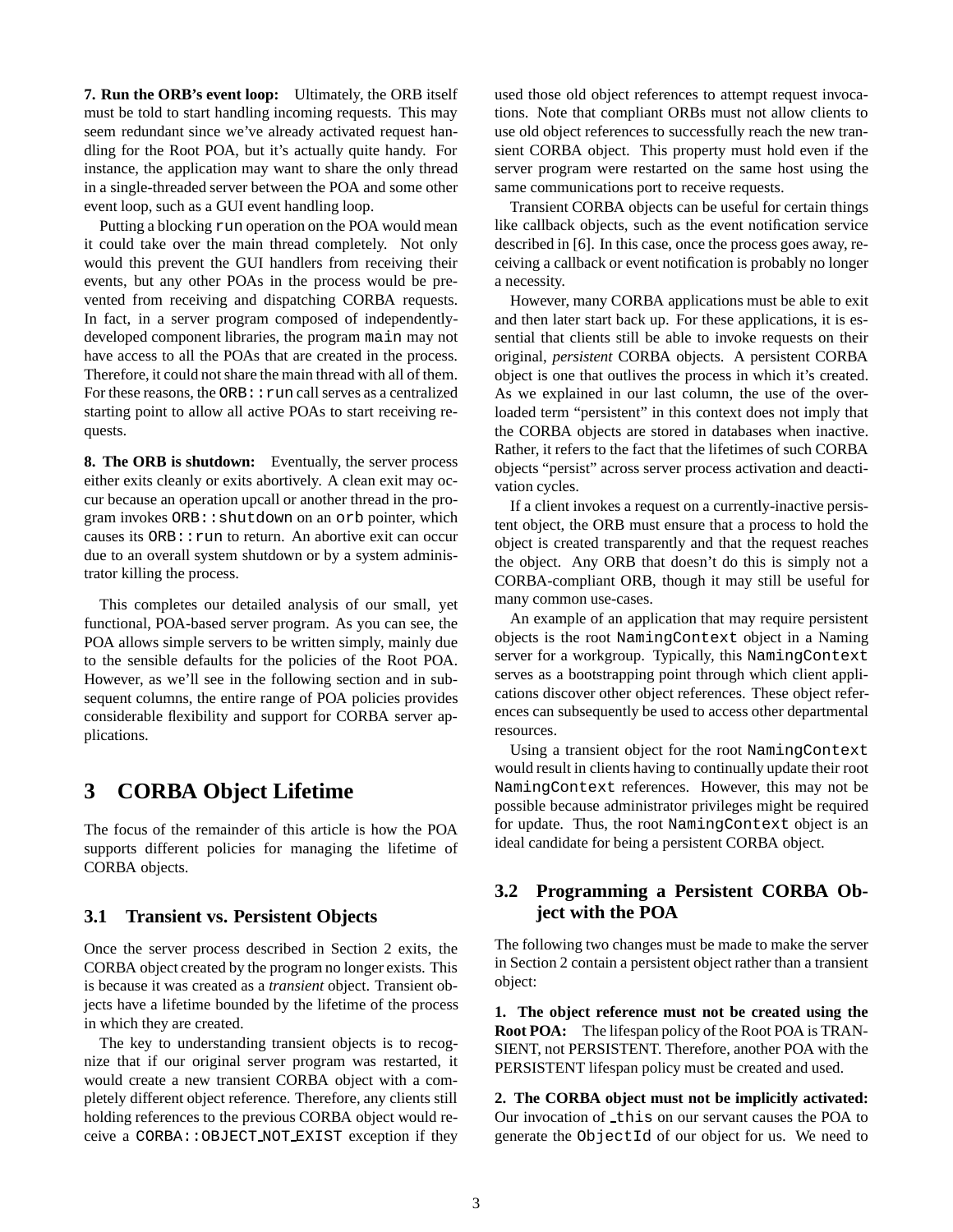**7. Run the ORB's event loop:** Ultimately, the ORB itself must be told to start handling incoming requests. This may seem redundant since we've already activated request handling for the Root POA, but it's actually quite handy. For instance, the application may want to share the only thread in a single-threaded server between the POA and some other event loop, such as a GUI event handling loop.

Putting a blocking `run` operation on the POA would mean it could take over the main thread completely. Not only would this prevent the GUI handlers from receiving their events, but any other POAs in the process would be prevented from receiving and dispatching CORBA requests. In fact, in a server program composed of independently-developed component libraries, the program `main` may not have access to all the POAs that are created in the process. Therefore, it could not share the main thread with all of them. For these reasons, the `ORB::run` call serves as a centralized starting point to allow all active POAs to start receiving requests.

**8. The ORB is shutdown:** Eventually, the server process either exits cleanly or exits abortively. A clean exit may occur because an operation upcall or another thread in the program invokes `ORB::shutdown` on an `orb` pointer, which causes its `ORB::run` to return. An abortive exit can occur due to an overall system shutdown or by a system administrator killing the process.

This completes our detailed analysis of our small, yet functional, POA-based server program. As you can see, the POA allows simple servers to be written simply, mainly due to the sensible defaults for the policies of the Root POA. However, as we'll see in the following section and in subsequent columns, the entire range of POA policies provides considerable flexibility and support for CORBA server applications.

# 3 CORBA Object Lifetime

The focus of the remainder of this article is how the POA supports different policies for managing the lifetime of CORBA objects.

## 3.1 Transient vs. Persistent Objects

Once the server process described in Section 2 exits, the CORBA object created by the program no longer exists. This is because it was created as a *transient* object. Transient objects have a lifetime bounded by the lifetime of the process in which they are created.

The key to understanding transient objects is to recognize that if our original server program was restarted, it would create a new transient CORBA object with a completely different object reference. Therefore, any clients still holding references to the previous CORBA object would receive a `CORBA::OBJECT_NOT_EXIST` exception if they used those old object references to attempt request invocations. Note that compliant ORBs must not allow clients to use old object references to successfully reach the new transient CORBA object. This property must hold even if the server program were restarted on the same host using the same communications port to receive requests.

Transient CORBA objects can be useful for certain things like callback objects, such as the event notification service described in [6]. In this case, once the process goes away, receiving a callback or event notification is probably no longer a necessity.

However, many CORBA applications must be able to exit and then later start back up. For these applications, it is essential that clients still be able to invoke requests on their original, *persistent* CORBA objects. A persistent CORBA object is one that outlives the process in which it's created. As we explained in our last column, the use of the overloaded term "persistent" in this context does not imply that the CORBA objects are stored in databases when inactive. Rather, it refers to the fact that the lifetimes of such CORBA objects "persist" across server process activation and deactivation cycles.

If a client invokes a request on a currently-inactive persistent object, the ORB must ensure that a process to hold the object is created transparently and that the request reaches the object. Any ORB that doesn't do this is simply not a CORBA-compliant ORB, though it may still be useful for many common use-cases.

An example of an application that may require persistent objects is the root `NamingContext` object in a Naming server for a workgroup. Typically, this `NamingContext` serves as a bootstrapping point through which client applications discover other object references. These object references can subsequently be used to access other departmental resources.

Using a transient object for the root `NamingContext` would result in clients having to continually update their root `NamingContext` references. However, this may not be possible because administrator privileges might be required for update. Thus, the root `NamingContext` object is an ideal candidate for being a persistent CORBA object.

## 3.2 Programming a Persistent CORBA Object with the POA

The following two changes must be made to make the server in Section 2 contain a persistent object rather than a transient object:

**1. The object reference must not be created using the Root POA:** The lifespan policy of the Root POA is TRANSIENT, not PERSISTENT. Therefore, another POA with the PERSISTENT lifespan policy must be created and used.

**2. The CORBA object must not be implicitly activated:** Our invocation of `_this` on our servant causes the POA to generate the `ObjectId` of our object for us. We need to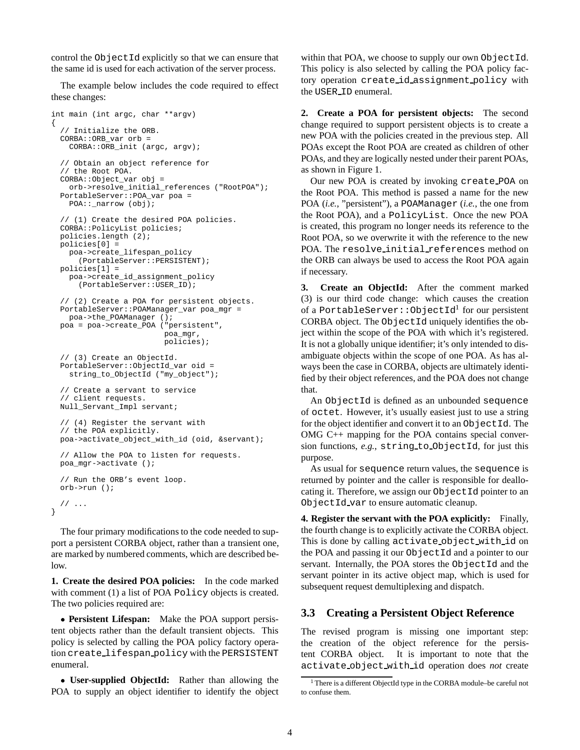control the ObjectId explicitly so that we can ensure that the same id is used for each activation of the server process.

The example below includes the code required to effect these changes:

```
int main (int argc, char **argv)
{
  // Initialize the ORB.
  CORBA::ORB_var orb =
    CORBA::ORB_init (argc, argv);

  // Obtain an object reference for
  // the Root POA.
  CORBA::Object_var obj =
    orb->resolve_initial_references ("RootPOA");
  PortableServer::POA_var poa =
    POA::_narrow (obj);

  // (1) Create the desired POA policies.
  CORBA::PolicyList policies;
  policies.length (2);
  policies[0] =
    poa->create_lifespan_policy
      (PortableServer::PERSISTENT);
  policies[1] =
    poa->create_id_assignment_policy
      (PortableServer::USER_ID);

  // (2) Create a POA for persistent objects.
  PortableServer::POAManager_var poa_mgr =
    poa->the_POAManager ();
  poa = poa->create_POA ("persistent",
                         poa_mgr,
                         policies);

  // (3) Create an ObjectId.
  PortableServer::ObjectId_var oid =
    string_to_ObjectId ("my_object");

  // Create a servant to service
  // client requests.
  Null_Servant_Impl servant;

  // (4) Register the servant with
  // the POA explicitly.
  poa->activate_object_with_id (oid, &servant);

  // Allow the POA to listen for requests.
  poa_mgr->activate ();

  // Run the ORB's event loop.
  orb->run ();

  // ...
}
```

The four primary modifications to the code needed to support a persistent CORBA object, rather than a transient one, are marked by numbered comments, which are described below.

**1. Create the desired POA policies:** In the code marked with comment (1) a list of POA Policy objects is created. The two policies required are:

- **Persistent Lifespan:** Make the POA support persistent objects rather than the default transient objects. This policy is selected by calling the POA policy factory operation create_lifespan_policy with the PERSISTENT enumeral.

- **User-supplied ObjectId:** Rather than allowing the POA to supply an object identifier to identify the object within that POA, we choose to supply our own ObjectId. This policy is also selected by calling the POA policy factory operation create_id_assignment_policy with the USER_ID enumeral.

**2. Create a POA for persistent objects:** The second change required to support persistent objects is to create a new POA with the policies created in the previous step. All POAs except the Root POA are created as children of other POAs, and they are logically nested under their parent POAs, as shown in Figure 1.

Our new POA is created by invoking create_POA on the Root POA. This method is passed a name for the new POA (*i.e.*, "persistent"), a POAManager (*i.e.*, the one from the Root POA), and a PolicyList. Once the new POA is created, this program no longer needs its reference to the Root POA, so we overwrite it with the reference to the new POA. The resolve_initial_references method on the ORB can always be used to access the Root POA again if necessary.

**3. Create an ObjectId:** After the comment marked (3) is our third code change: which causes the creation of a PortableServer::ObjectId[1] for our persistent CORBA object. The ObjectId uniquely identifies the object within the scope of the POA with which it's registered. It is not a globally unique identifier; it's only intended to disambiguate objects within the scope of one POA. As has always been the case in CORBA, objects are ultimately identified by their object references, and the POA does not change that.

An ObjectId is defined as an unbounded sequence of octet. However, it's usually easiest just to use a string for the object identifier and convert it to an ObjectId. The OMG C++ mapping for the POA contains special conversion functions, *e.g.*, string_to_ObjectId, for just this purpose.

As usual for sequence return values, the sequence is returned by pointer and the caller is responsible for deallocating it. Therefore, we assign our ObjectId pointer to an ObjectId_var to ensure automatic cleanup.

**4. Register the servant with the POA explicitly:** Finally, the fourth change is to explicitly activate the CORBA object. This is done by calling activate_object_with_id on the POA and passing it our ObjectId and a pointer to our servant. Internally, the POA stores the ObjectId and the servant pointer in its active object map, which is used for subsequent request demultiplexing and dispatch.

### 3.3 Creating a Persistent Object Reference

The revised program is missing one important step: the creation of the object reference for the persistent CORBA object. It is important to note that the activate_object_with_id operation does *not* create

[1] There is a different ObjectId type in the CORBA module–be careful not to confuse them.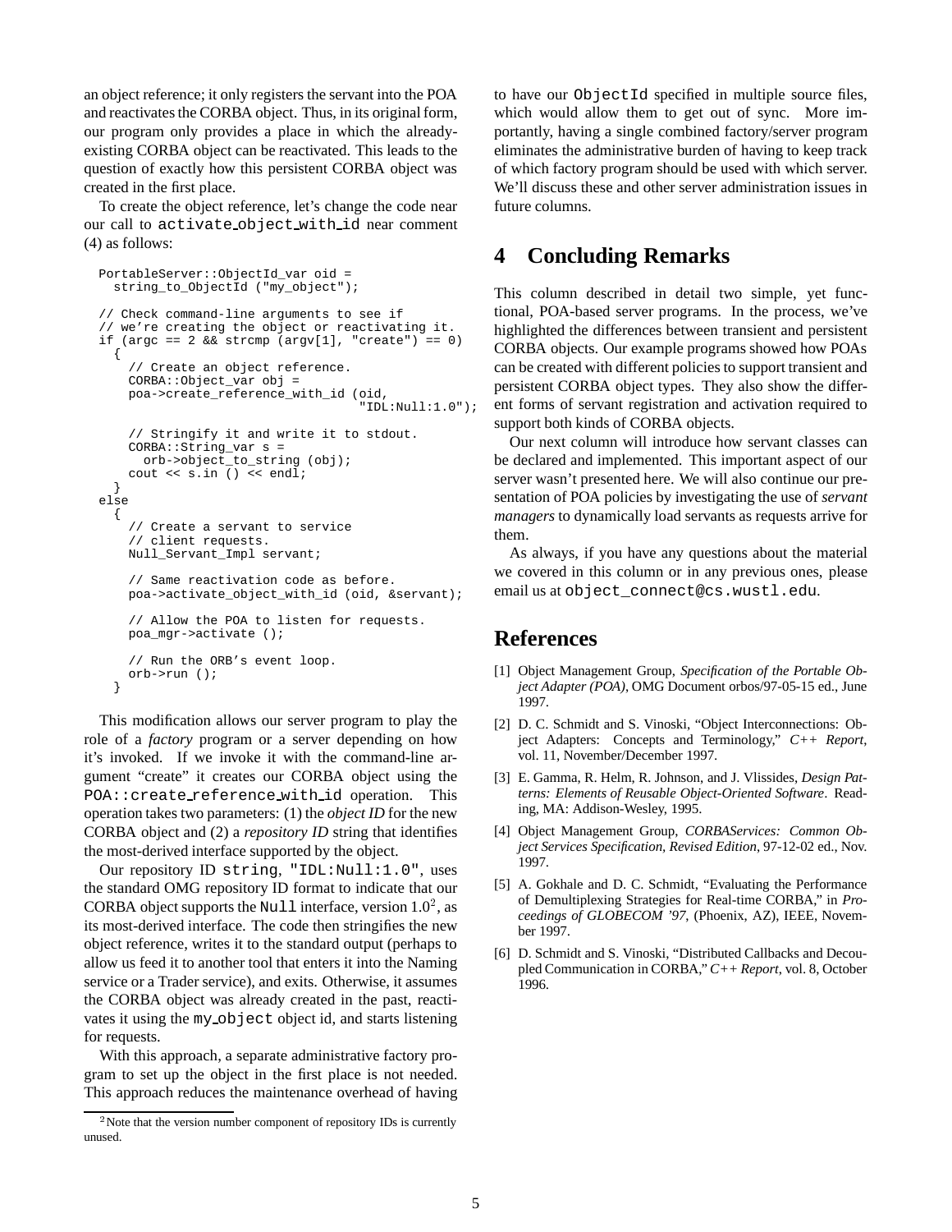an object reference; it only registers the servant into the POA and reactivates the CORBA object. Thus, in its original form, our program only provides a place in which the already-existing CORBA object can be reactivated. This leads to the question of exactly how this persistent CORBA object was created in the first place.

To create the object reference, let's change the code near our call to `activate_object_with_id` near comment (4) as follows:

```
PortableServer::ObjectId_var oid =
  string_to_ObjectId ("my_object");

// Check command-line arguments to see if
// we're creating the object or reactivating it.
if (argc == 2 && strcmp (argv[1], "create") == 0)
  {
    // Create an object reference.
    CORBA::Object_var obj =
    poa->create_reference_with_id (oid,
                                   "IDL:Null:1.0");

    // Stringify it and write it to stdout.
    CORBA::String_var s =
      orb->object_to_string (obj);
    cout << s.in () << endl;
  }
else
  {
    // Create a servant to service
    // client requests.
    Null_Servant_Impl servant;

    // Same reactivation code as before.
    poa->activate_object_with_id (oid, &servant);

    // Allow the POA to listen for requests.
    poa_mgr->activate ();

    // Run the ORB's event loop.
    orb->run ();
  }
```

This modification allows our server program to play the role of a *factory* program or a server depending on how it's invoked. If we invoke it with the command-line argument "create" it creates our CORBA object using the `POA::create_reference_with_id` operation. This operation takes two parameters: (1) the *object ID* for the new CORBA object and (2) a *repository ID* string that identifies the most-derived interface supported by the object.

Our repository ID `string`, `"IDL:Null:1.0"`, uses the standard OMG repository ID format to indicate that our CORBA object supports the `Null` interface, version 1.0[2], as its most-derived interface. The code then stringifies the new object reference, writes it to the standard output (perhaps to allow us feed it to another tool that enters it into the Naming service or a Trader service), and exits. Otherwise, it assumes the CORBA object was already created in the past, reactivates it using the `my_object` object id, and starts listening for requests.

With this approach, a separate administrative factory program to set up the object in the first place is not needed. This approach reduces the maintenance overhead of having to have our `ObjectId` specified in multiple source files, which would allow them to get out of sync. More importantly, having a single combined factory/server program eliminates the administrative burden of having to keep track of which factory program should be used with which server. We'll discuss these and other server administration issues in future columns.

[2] Note that the version number component of repository IDs is currently unused.

# 4 Concluding Remarks

This column described in detail two simple, yet functional, POA-based server programs. In the process, we've highlighted the differences between transient and persistent CORBA objects. Our example programs showed how POAs can be created with different policies to support transient and persistent CORBA object types. They also show the different forms of servant registration and activation required to support both kinds of CORBA objects.

Our next column will introduce how servant classes can be declared and implemented. This important aspect of our server wasn't presented here. We will also continue our presentation of POA policies by investigating the use of *servant managers* to dynamically load servants as requests arrive for them.

As always, if you have any questions about the material we covered in this column or in any previous ones, please email us at `object_connect@cs.wustl.edu`.

# References

[1] Object Management Group, *Specification of the Portable Object Adapter (POA)*, OMG Document orbos/97-05-15 ed., June 1997.

[2] D. C. Schmidt and S. Vinoski, "Object Interconnections: Object Adapters: Concepts and Terminology," *C++ Report*, vol. 11, November/December 1997.

[3] E. Gamma, R. Helm, R. Johnson, and J. Vlissides, *Design Patterns: Elements of Reusable Object-Oriented Software*. Reading, MA: Addison-Wesley, 1995.

[4] Object Management Group, *CORBAServices: Common Object Services Specification, Revised Edition*, 97-12-02 ed., Nov. 1997.

[5] A. Gokhale and D. C. Schmidt, "Evaluating the Performance of Demultiplexing Strategies for Real-time CORBA," in *Proceedings of GLOBECOM '97*, (Phoenix, AZ), IEEE, November 1997.

[6] D. Schmidt and S. Vinoski, "Distributed Callbacks and Decoupled Communication in CORBA," *C++ Report*, vol. 8, October 1996.